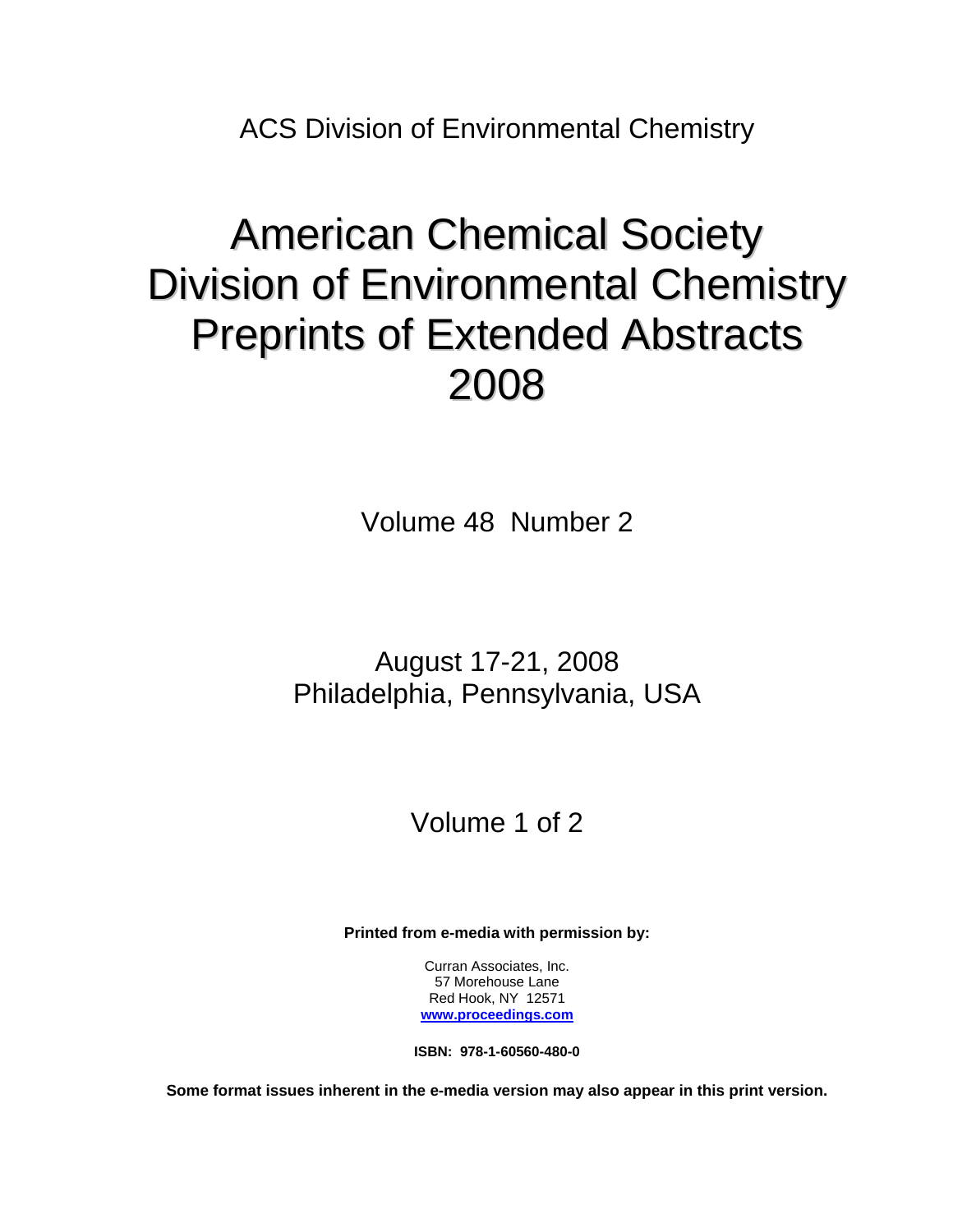ACS Division of Environmental Chemistry

# American Chemical Society Division of Environmental Chemistry Preprints of Extended Abstracts 2008

Volume 48 Number 2

August 17-21, 2008
Philadelphia, Pennsylvania, USA

Volume 1 of 2

**Printed from e-media with permission by:**

Curran Associates, Inc.
57 Morehouse Lane
Red Hook, NY 12571
**www.proceedings.com**

**ISBN: 978-1-60560-480-0**

**Some format issues inherent in the e-media version may also appear in this print version.**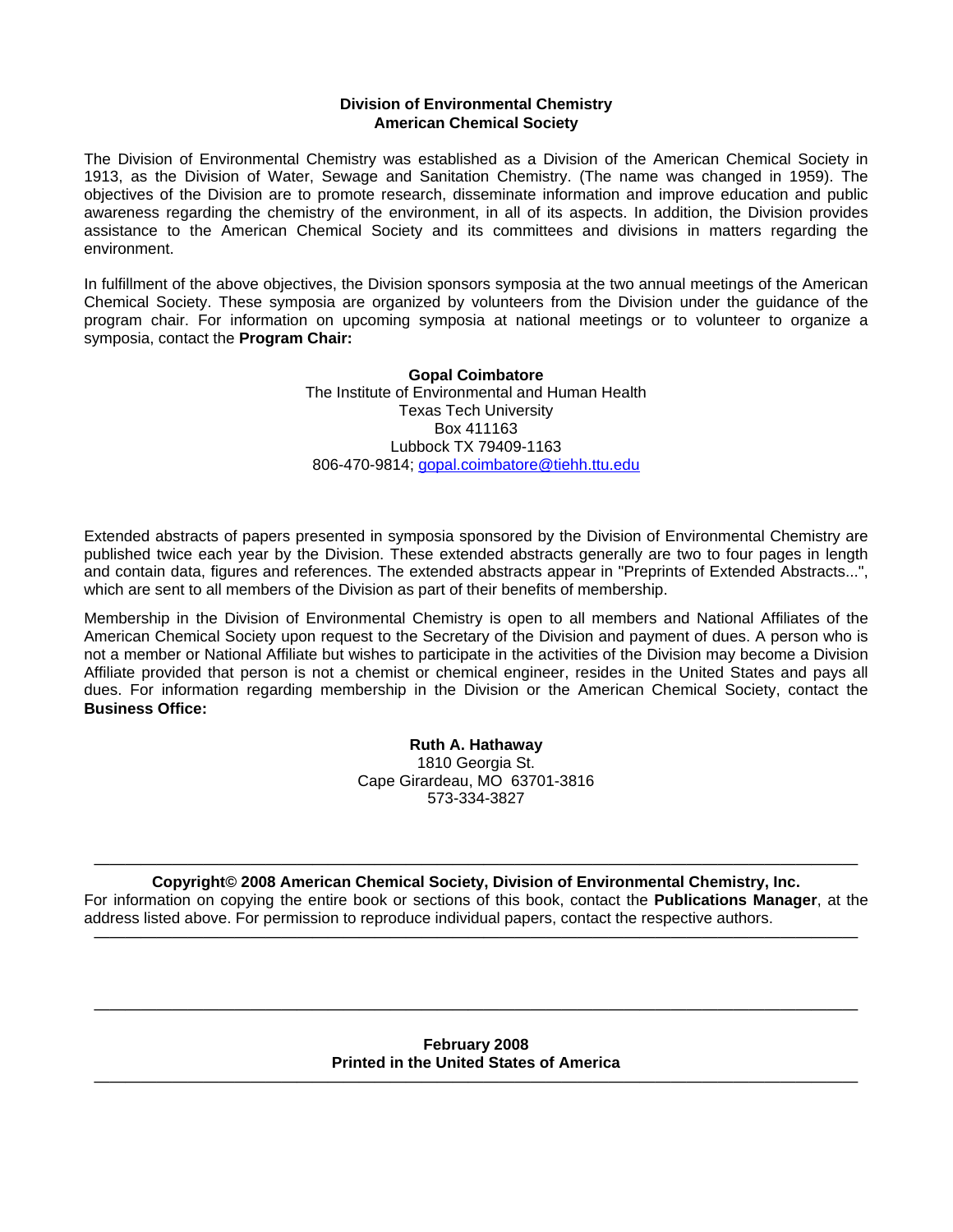**Division of Environmental Chemistry**
**American Chemical Society**

The Division of Environmental Chemistry was established as a Division of the American Chemical Society in 1913, as the Division of Water, Sewage and Sanitation Chemistry. (The name was changed in 1959). The objectives of the Division are to promote research, disseminate information and improve education and public awareness regarding the chemistry of the environment, in all of its aspects. In addition, the Division provides assistance to the American Chemical Society and its committees and divisions in matters regarding the environment.

In fulfillment of the above objectives, the Division sponsors symposia at the two annual meetings of the American Chemical Society. These symposia are organized by volunteers from the Division under the guidance of the program chair. For information on upcoming symposia at national meetings or to volunteer to organize a symposia, contact the **Program Chair:**

**Gopal Coimbatore**
The Institute of Environmental and Human Health
Texas Tech University
Box 411163
Lubbock TX 79409-1163
806-470-9814; gopal.coimbatore@tiehh.ttu.edu

Extended abstracts of papers presented in symposia sponsored by the Division of Environmental Chemistry are published twice each year by the Division. These extended abstracts generally are two to four pages in length and contain data, figures and references. The extended abstracts appear in "Preprints of Extended Abstracts...", which are sent to all members of the Division as part of their benefits of membership.

Membership in the Division of Environmental Chemistry is open to all members and National Affiliates of the American Chemical Society upon request to the Secretary of the Division and payment of dues. A person who is not a member or National Affiliate but wishes to participate in the activities of the Division may become a Division Affiliate provided that person is not a chemist or chemical engineer, resides in the United States and pays all dues. For information regarding membership in the Division or the American Chemical Society, contact the **Business Office:**

**Ruth A. Hathaway**
1810 Georgia St.
Cape Girardeau, MO 63701-3816
573-334-3827

---

**Copyright© 2008 American Chemical Society, Division of Environmental Chemistry, Inc.**
For information on copying the entire book or sections of this book, contact the **Publications Manager**, at the address listed above. For permission to reproduce individual papers, contact the respective authors.

---

---

**February 2008**
**Printed in the United States of America**

---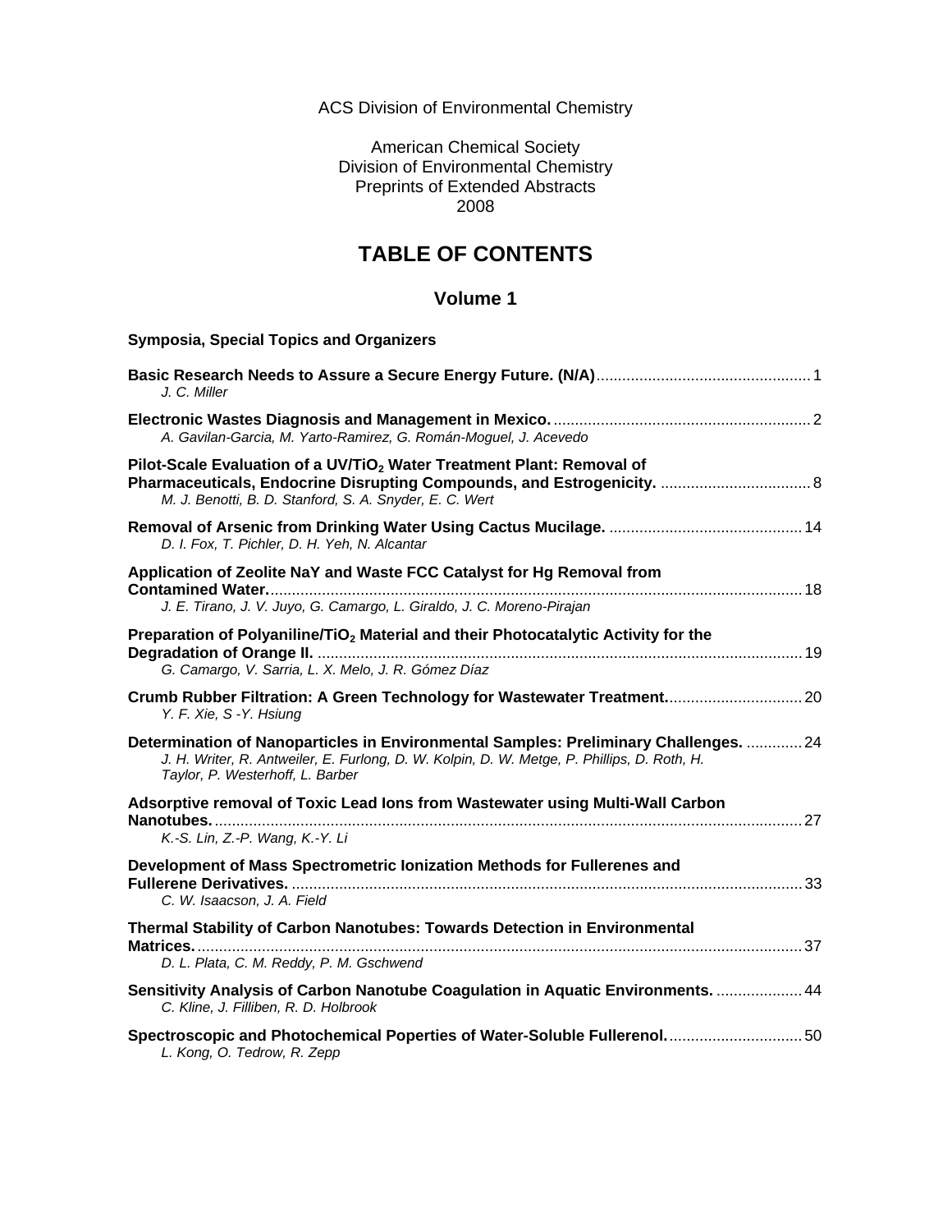ACS Division of Environmental Chemistry

American Chemical Society
Division of Environmental Chemistry
Preprints of Extended Abstracts
2008

# TABLE OF CONTENTS

## Volume 1

**Symposia, Special Topics and Organizers**

**Basic Research Needs to Assure a Secure Energy Future. (N/A)** ... 1
*J. C. Miller*

**Electronic Wastes Diagnosis and Management in Mexico.** ... 2
*A. Gavilan-Garcia, M. Yarto-Ramirez, G. Román-Moguel, J. Acevedo*

**Pilot-Scale Evaluation of a UV/$TiO_2$ Water Treatment Plant: Removal of Pharmaceuticals, Endocrine Disrupting Compounds, and Estrogenicity.** ... 8
*M. J. Benotti, B. D. Stanford, S. A. Snyder, E. C. Wert*

**Removal of Arsenic from Drinking Water Using Cactus Mucilage.** ... 14
*D. I. Fox, T. Pichler, D. H. Yeh, N. Alcantar*

**Application of Zeolite NaY and Waste FCC Catalyst for Hg Removal from Contamined Water.** ... 18
*J. E. Tirano, J. V. Juyo, G. Camargo, L. Giraldo, J. C. Moreno-Pirajan*

**Preparation of Polyaniline/$TiO_2$ Material and their Photocatalytic Activity for the Degradation of Orange II.** ... 19
*G. Camargo, V. Sarria, L. X. Melo, J. R. Gómez Díaz*

**Crumb Rubber Filtration: A Green Technology for Wastewater Treatment.** ... 20
*Y. F. Xie, S -Y. Hsiung*

**Determination of Nanoparticles in Environmental Samples: Preliminary Challenges.** ... 24
*J. H. Writer, R. Antweiler, E. Furlong, D. W. Kolpin, D. W. Metge, P. Phillips, D. Roth, H. Taylor, P. Westerhoff, L. Barber*

**Adsorptive removal of Toxic Lead Ions from Wastewater using Multi-Wall Carbon Nanotubes.** ... 27
*K.-S. Lin, Z.-P. Wang, K.-Y. Li*

**Development of Mass Spectrometric Ionization Methods for Fullerenes and Fullerene Derivatives.** ... 33
*C. W. Isaacson, J. A. Field*

**Thermal Stability of Carbon Nanotubes: Towards Detection in Environmental Matrices.** ... 37
*D. L. Plata, C. M. Reddy, P. M. Gschwend*

**Sensitivity Analysis of Carbon Nanotube Coagulation in Aquatic Environments.** ... 44
*C. Kline, J. Filliben, R. D. Holbrook*

**Spectroscopic and Photochemical Poperties of Water-Soluble Fullerenol.** ... 50
*L. Kong, O. Tedrow, R. Zepp*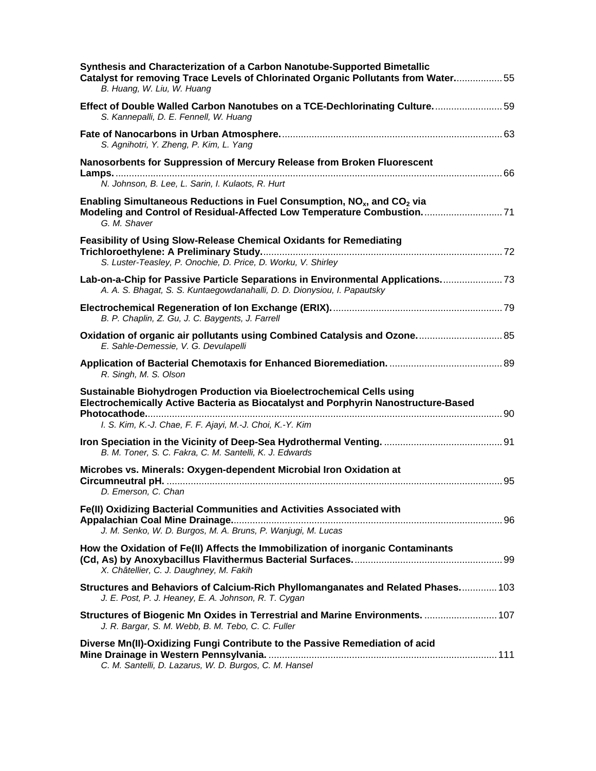**Synthesis and Characterization of a Carbon Nanotube-Supported Bimetallic Catalyst for removing Trace Levels of Chlorinated Organic Pollutants from Water.** ................. 55
*B. Huang, W. Liu, W. Huang*

**Effect of Double Walled Carbon Nanotubes on a TCE-Dechlorinating Culture.** ......................... 59
*S. Kannepalli, D. E. Fennell, W. Huang*

**Fate of Nanocarbons in Urban Atmosphere.** ................................................................................. 63
*S. Agnihotri, Y. Zheng, P. Kim, L. Yang*

**Nanosorbents for Suppression of Mercury Release from Broken Fluorescent Lamps.** ............................................................................................................................... 66
*N. Johnson, B. Lee, L. Sarin, I. Kulaots, R. Hurt*

**Enabling Simultaneous Reductions in Fuel Consumption, $NO_x$, and $CO_2$ via Modeling and Control of Residual-Affected Low Temperature Combustion.** ............................. 71
*G. M. Shaver*

**Feasibility of Using Slow-Release Chemical Oxidants for Remediating Trichloroethylene: A Preliminary Study.** ........................................................................................ 72
*S. Luster-Teasley, P. Onochie, D. Price, D. Worku, V. Shirley*

**Lab-on-a-Chip for Passive Particle Separations in Environmental Applications.** ...................... 73
*A. A. S. Bhagat, S. S. Kuntaegowdanahalli, D. D. Dionysiou, I. Papautsky*

**Electrochemical Regeneration of Ion Exchange (ERIX).** ............................................................... 79
*B. P. Chaplin, Z. Gu, J. C. Baygents, J. Farrell*

**Oxidation of organic air pollutants using Combined Catalysis and Ozone.** ............................... 85
*E. Sahle-Demessie, V. G. Devulapelli*

**Application of Bacterial Chemotaxis for Enhanced Bioremediation.** .......................................... 89
*R. Singh, M. S. Olson*

**Sustainable Biohydrogen Production via Bioelectrochemical Cells using Electrochemically Active Bacteria as Biocatalyst and Porphyrin Nanostructure-Based Photocathode.** .................................................................................................................................... 90
*I. S. Kim, K.-J. Chae, F. F. Ajayi, M.-J. Choi, K.-Y. Kim*

**Iron Speciation in the Vicinity of Deep-Sea Hydrothermal Venting.** ............................................ 91
*B. M. Toner, S. C. Fakra, C. M. Santelli, K. J. Edwards*

**Microbes vs. Minerals: Oxygen-dependent Microbial Iron Oxidation at Circumneutral pH.** ............................................................................................................................ 95
*D. Emerson, C. Chan*

**Fe(II) Oxidizing Bacterial Communities and Activities Associated with Appalachian Coal Mine Drainage.** .................................................................................................... 96
*J. M. Senko, W. D. Burgos, M. A. Bruns, P. Wanjugi, M. Lucas*

**How the Oxidation of Fe(II) Affects the Immobilization of inorganic Contaminants (Cd, As) by Anoxybacillus Flavithermus Bacterial Surfaces.** ....................................................... 99
*X. Châtellier, C. J. Daughney, M. Fakih*

**Structures and Behaviors of Calcium-Rich Phyllomanganates and Related Phases.** ............. 103
*J. E. Post, P. J. Heaney, E. A. Johnson, R. T. Cygan*

**Structures of Biogenic Mn Oxides in Terrestrial and Marine Environments.** ........................... 107
*J. R. Bargar, S. M. Webb, B. M. Tebo, C. C. Fuller*

**Diverse Mn(II)-Oxidizing Fungi Contribute to the Passive Remediation of acid Mine Drainage in Western Pennsylvania.** .................................................................................... 111
*C. M. Santelli, D. Lazarus, W. D. Burgos, C. M. Hansel*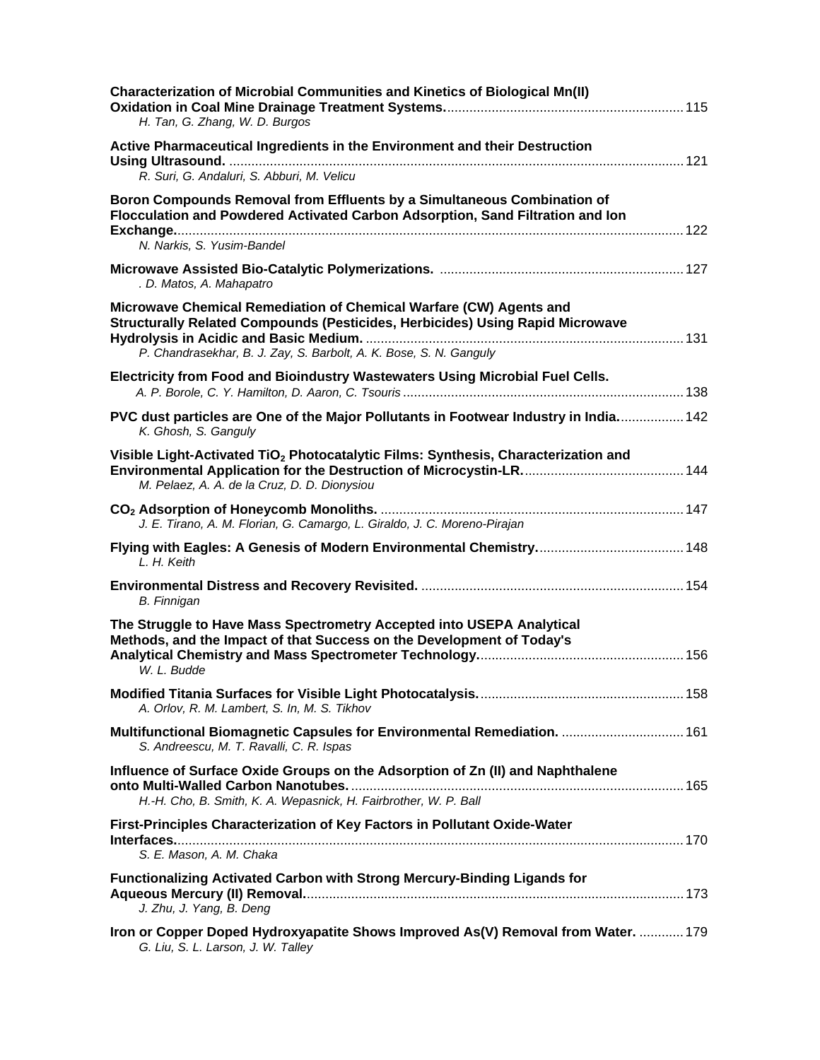**Characterization of Microbial Communities and Kinetics of Biological Mn(II) Oxidation in Coal Mine Drainage Treatment Systems.** ........ 115
*H. Tan, G. Zhang, W. D. Burgos*

**Active Pharmaceutical Ingredients in the Environment and their Destruction Using Ultrasound.** ........ 121
*R. Suri, G. Andaluri, S. Abburi, M. Velicu*

**Boron Compounds Removal from Effluents by a Simultaneous Combination of Flocculation and Powdered Activated Carbon Adsorption, Sand Filtration and Ion Exchange.** ........ 122
*N. Narkis, S. Yusim-Bandel*

**Microwave Assisted Bio-Catalytic Polymerizations.** ........ 127
*. D. Matos, A. Mahapatro*

**Microwave Chemical Remediation of Chemical Warfare (CW) Agents and Structurally Related Compounds (Pesticides, Herbicides) Using Rapid Microwave Hydrolysis in Acidic and Basic Medium.** ........ 131
*P. Chandrasekhar, B. J. Zay, S. Barbolt, A. K. Bose, S. N. Ganguly*

**Electricity from Food and Bioindustry Wastewaters Using Microbial Fuel Cells.**
*A. P. Borole, C. Y. Hamilton, D. Aaron, C. Tsouris* ........ 138

**PVC dust particles are One of the Major Pollutants in Footwear Industry in India.** ........ 142
*K. Ghosh, S. Ganguly*

**Visible Light-Activated $TiO_2$ Photocatalytic Films: Synthesis, Characterization and Environmental Application for the Destruction of Microcystin-LR.** ........ 144
*M. Pelaez, A. A. de la Cruz, D. D. Dionysiou*

**$CO_2$ Adsorption of Honeycomb Monoliths.** ........ 147
*J. E. Tirano, A. M. Florian, G. Camargo, L. Giraldo, J. C. Moreno-Pirajan*

**Flying with Eagles: A Genesis of Modern Environmental Chemistry.** ........ 148
*L. H. Keith*

**Environmental Distress and Recovery Revisited.** ........ 154
*B. Finnigan*

**The Struggle to Have Mass Spectrometry Accepted into USEPA Analytical Methods, and the Impact of that Success on the Development of Today's Analytical Chemistry and Mass Spectrometer Technology.** ........ 156
*W. L. Budde*

**Modified Titania Surfaces for Visible Light Photocatalysis.** ........ 158
*A. Orlov, R. M. Lambert, S. In, M. S. Tikhov*

**Multifunctional Biomagnetic Capsules for Environmental Remediation.** ........ 161
*S. Andreescu, M. T. Ravalli, C. R. Ispas*

**Influence of Surface Oxide Groups on the Adsorption of Zn (II) and Naphthalene onto Multi-Walled Carbon Nanotubes.** ........ 165
*H.-H. Cho, B. Smith, K. A. Wepasnick, H. Fairbrother, W. P. Ball*

**First-Principles Characterization of Key Factors in Pollutant Oxide-Water Interfaces.** ........ 170
*S. E. Mason, A. M. Chaka*

**Functionalizing Activated Carbon with Strong Mercury-Binding Ligands for Aqueous Mercury (II) Removal.** ........ 173
*J. Zhu, J. Yang, B. Deng*

**Iron or Copper Doped Hydroxyapatite Shows Improved As(V) Removal from Water.** ........ 179
*G. Liu, S. L. Larson, J. W. Talley*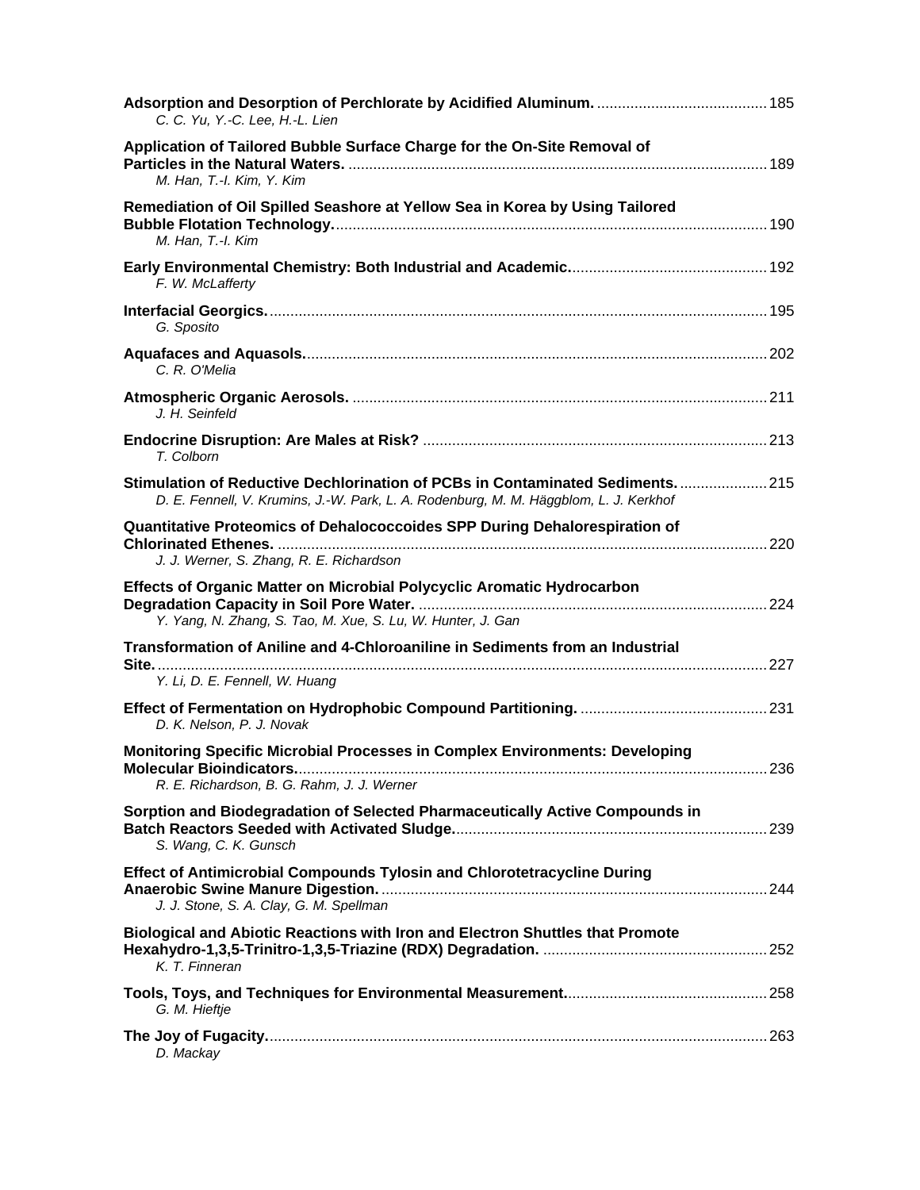**Adsorption and Desorption of Perchlorate by Acidified Aluminum.** ........................................ 185
*C. C. Yu, Y.-C. Lee, H.-L. Lien*

**Application of Tailored Bubble Surface Charge for the On-Site Removal of Particles in the Natural Waters.** ........................................ 189
*M. Han, T.-I. Kim, Y. Kim*

**Remediation of Oil Spilled Seashore at Yellow Sea in Korea by Using Tailored Bubble Flotation Technology.** ........................................ 190
*M. Han, T.-I. Kim*

**Early Environmental Chemistry: Both Industrial and Academic.** ........................................ 192
*F. W. McLafferty*

**Interfacial Georgics.** ........................................ 195
*G. Sposito*

**Aquafaces and Aquasols.** ........................................ 202
*C. R. O'Melia*

**Atmospheric Organic Aerosols.** ........................................ 211
*J. H. Seinfeld*

**Endocrine Disruption: Are Males at Risk?** ........................................ 213
*T. Colborn*

**Stimulation of Reductive Dechlorination of PCBs in Contaminated Sediments.** ........................................ 215
*D. E. Fennell, V. Krumins, J.-W. Park, L. A. Rodenburg, M. M. Häggblom, L. J. Kerkhof*

**Quantitative Proteomics of Dehalococcoides SPP During Dehalorespiration of Chlorinated Ethenes.** ........................................ 220
*J. J. Werner, S. Zhang, R. E. Richardson*

**Effects of Organic Matter on Microbial Polycyclic Aromatic Hydrocarbon Degradation Capacity in Soil Pore Water.** ........................................ 224
*Y. Yang, N. Zhang, S. Tao, M. Xue, S. Lu, W. Hunter, J. Gan*

**Transformation of Aniline and 4-Chloroaniline in Sediments from an Industrial Site.** ........................................ 227
*Y. Li, D. E. Fennell, W. Huang*

**Effect of Fermentation on Hydrophobic Compound Partitioning.** ........................................ 231
*D. K. Nelson, P. J. Novak*

**Monitoring Specific Microbial Processes in Complex Environments: Developing Molecular Bioindicators.** ........................................ 236
*R. E. Richardson, B. G. Rahm, J. J. Werner*

**Sorption and Biodegradation of Selected Pharmaceutically Active Compounds in Batch Reactors Seeded with Activated Sludge.** ........................................ 239
*S. Wang, C. K. Gunsch*

**Effect of Antimicrobial Compounds Tylosin and Chlorotetracycline During Anaerobic Swine Manure Digestion.** ........................................ 244
*J. J. Stone, S. A. Clay, G. M. Spellman*

**Biological and Abiotic Reactions with Iron and Electron Shuttles that Promote Hexahydro-1,3,5-Trinitro-1,3,5-Triazine (RDX) Degradation.** ........................................ 252
*K. T. Finneran*

**Tools, Toys, and Techniques for Environmental Measurement.** ........................................ 258
*G. M. Hieftje*

**The Joy of Fugacity.** ........................................ 263
*D. Mackay*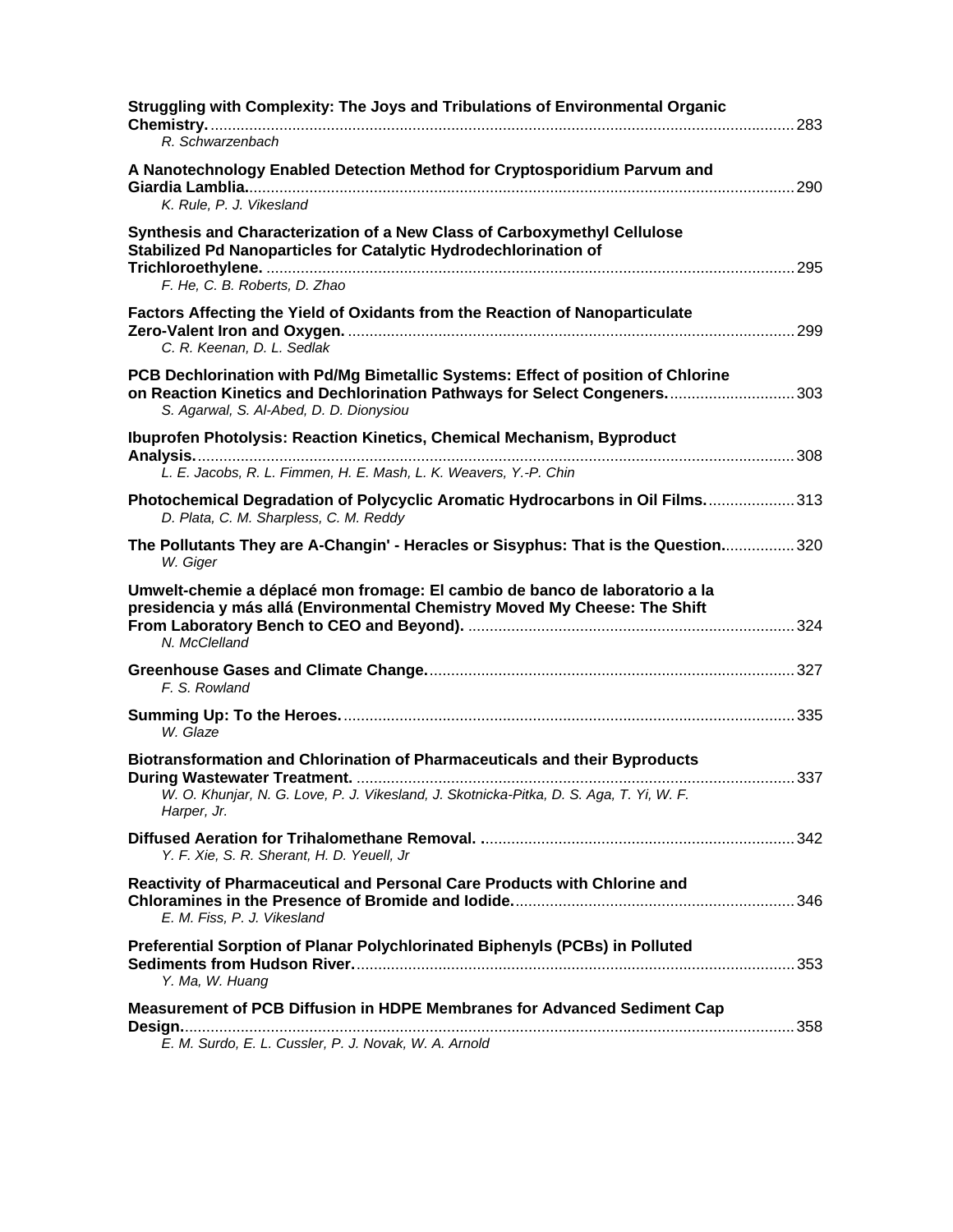**Struggling with Complexity: The Joys and Tribulations of Environmental Organic Chemistry.** ........ 283
*R. Schwarzenbach*

**A Nanotechnology Enabled Detection Method for Cryptosporidium Parvum and Giardia Lamblia.** ........ 290
*K. Rule, P. J. Vikesland*

**Synthesis and Characterization of a New Class of Carboxymethyl Cellulose Stabilized Pd Nanoparticles for Catalytic Hydrodechlorination of Trichloroethylene.** ........ 295
*F. He, C. B. Roberts, D. Zhao*

**Factors Affecting the Yield of Oxidants from the Reaction of Nanoparticulate Zero-Valent Iron and Oxygen.** ........ 299
*C. R. Keenan, D. L. Sedlak*

**PCB Dechlorination with Pd/Mg Bimetallic Systems: Effect of position of Chlorine on Reaction Kinetics and Dechlorination Pathways for Select Congeners.** ........ 303
*S. Agarwal, S. Al-Abed, D. D. Dionysiou*

**Ibuprofen Photolysis: Reaction Kinetics, Chemical Mechanism, Byproduct Analysis.** ........ 308
*L. E. Jacobs, R. L. Fimmen, H. E. Mash, L. K. Weavers, Y.-P. Chin*

**Photochemical Degradation of Polycyclic Aromatic Hydrocarbons in Oil Films.** ........ 313
*D. Plata, C. M. Sharpless, C. M. Reddy*

**The Pollutants They are A-Changin' - Heracles or Sisyphus: That is the Question.** ........ 320
*W. Giger*

**Umwelt-chemie a déplacé mon fromage: El cambio de banco de laboratorio a la presidencia y más allá (Environmental Chemistry Moved My Cheese: The Shift From Laboratory Bench to CEO and Beyond).** ........ 324
*N. McClelland*

**Greenhouse Gases and Climate Change.** ........ 327
*F. S. Rowland*

**Summing Up: To the Heroes.** ........ 335
*W. Glaze*

**Biotransformation and Chlorination of Pharmaceuticals and their Byproducts During Wastewater Treatment.** ........ 337
*W. O. Khunjar, N. G. Love, P. J. Vikesland, J. Skotnicka-Pitka, D. S. Aga, T. Yi, W. F. Harper, Jr.*

**Diffused Aeration for Trihalomethane Removal.** ........ 342
*Y. F. Xie, S. R. Sherant, H. D. Yeuell, Jr*

**Reactivity of Pharmaceutical and Personal Care Products with Chlorine and Chloramines in the Presence of Bromide and Iodide.** ........ 346
*E. M. Fiss, P. J. Vikesland*

**Preferential Sorption of Planar Polychlorinated Biphenyls (PCBs) in Polluted Sediments from Hudson River.** ........ 353
*Y. Ma, W. Huang*

**Measurement of PCB Diffusion in HDPE Membranes for Advanced Sediment Cap Design.** ........ 358
*E. M. Surdo, E. L. Cussler, P. J. Novak, W. A. Arnold*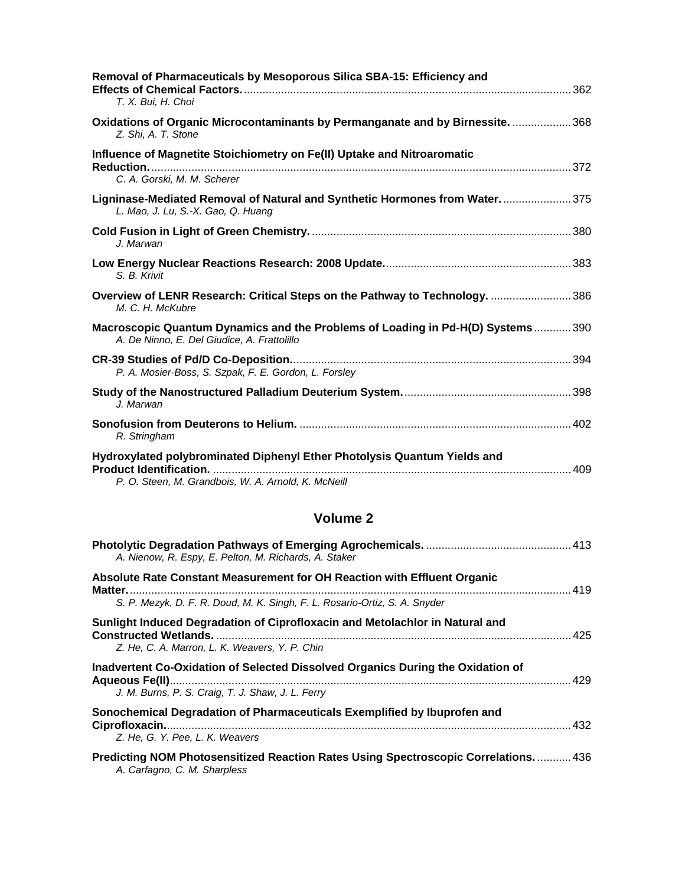**Removal of Pharmaceuticals by Mesoporous Silica SBA-15: Efficiency and Effects of Chemical Factors.** ........ 362
*T. X. Bui, H. Choi*

**Oxidations of Organic Microcontaminants by Permanganate and by Birnessite.** ........ 368
*Z. Shi, A. T. Stone*

**Influence of Magnetite Stoichiometry on Fe(II) Uptake and Nitroaromatic Reduction.** ........ 372
*C. A. Gorski, M. M. Scherer*

**Ligninase-Mediated Removal of Natural and Synthetic Hormones from Water.** ........ 375
*L. Mao, J. Lu, S.-X. Gao, Q. Huang*

**Cold Fusion in Light of Green Chemistry.** ........ 380
*J. Marwan*

**Low Energy Nuclear Reactions Research: 2008 Update.** ........ 383
*S. B. Krivit*

**Overview of LENR Research: Critical Steps on the Pathway to Technology.** ........ 386
*M. C. H. McKubre*

**Macroscopic Quantum Dynamics and the Problems of Loading in Pd-H(D) Systems** ........ 390
*A. De Ninno, E. Del Giudice, A. Frattolillo*

**CR-39 Studies of Pd/D Co-Deposition.** ........ 394
*P. A. Mosier-Boss, S. Szpak, F. E. Gordon, L. Forsley*

**Study of the Nanostructured Palladium Deuterium System.** ........ 398
*J. Marwan*

**Sonofusion from Deuterons to Helium.** ........ 402
*R. Stringham*

**Hydroxylated polybrominated Diphenyl Ether Photolysis Quantum Yields and Product Identification.** ........ 409
*P. O. Steen, M. Grandbois, W. A. Arnold, K. McNeill*

## Volume 2

**Photolytic Degradation Pathways of Emerging Agrochemicals.** ........ 413
*A. Nienow, R. Espy, E. Pelton, M. Richards, A. Staker*

**Absolute Rate Constant Measurement for OH Reaction with Effluent Organic Matter.** ........ 419
*S. P. Mezyk, D. F. R. Doud, M. K. Singh, F. L. Rosario-Ortiz, S. A. Snyder*

**Sunlight Induced Degradation of Ciprofloxacin and Metolachlor in Natural and Constructed Wetlands.** ........ 425
*Z. He, C. A. Marron, L. K. Weavers, Y. P. Chin*

**Inadvertent Co-Oxidation of Selected Dissolved Organics During the Oxidation of Aqueous Fe(II)** ........ 429
*J. M. Burns, P. S. Craig, T. J. Shaw, J. L. Ferry*

**Sonochemical Degradation of Pharmaceuticals Exemplified by Ibuprofen and Ciprofloxacin.** ........ 432
*Z. He, G. Y. Pee, L. K. Weavers*

**Predicting NOM Photosensitized Reaction Rates Using Spectroscopic Correlations.** ........ 436
*A. Carfagno, C. M. Sharpless*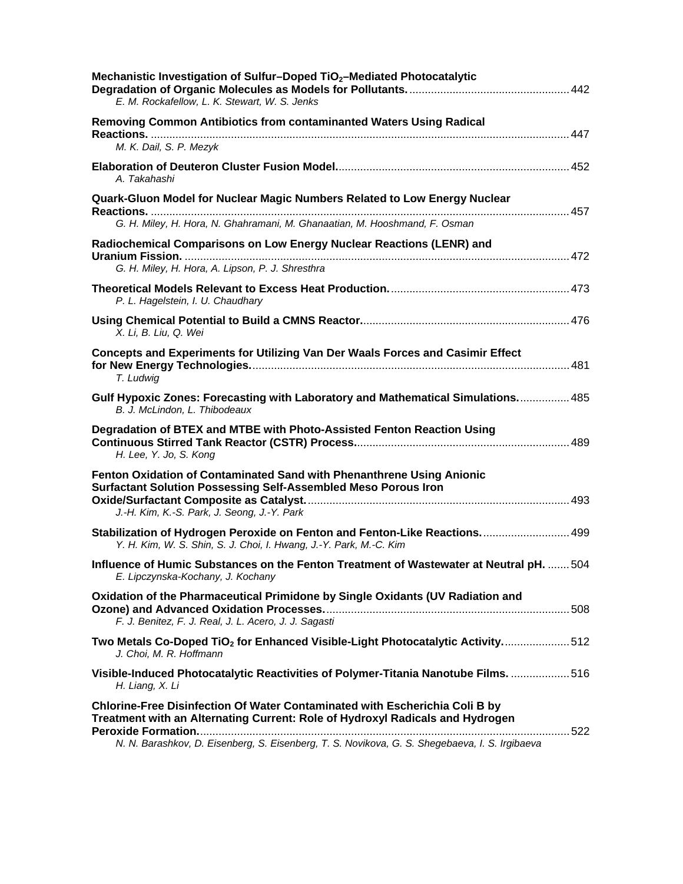**Mechanistic Investigation of Sulfur–Doped $TiO_2$–Mediated Photocatalytic Degradation of Organic Molecules as Models for Pollutants.** ....................................................442
*E. M. Rockafellow, L. K. Stewart, W. S. Jenks*

**Removing Common Antibiotics from contaminanted Waters Using Radical Reactions.** ....................................................................................................................447
*M. K. Dail, S. P. Mezyk*

**Elaboration of Deuteron Cluster Fusion Model.** ..........................................................................452
*A. Takahashi*

**Quark-Gluon Model for Nuclear Magic Numbers Related to Low Energy Nuclear Reactions.** ....................................................................................................................457
*G. H. Miley, H. Hora, N. Ghahramani, M. Ghanaatian, M. Hooshmand, F. Osman*

**Radiochemical Comparisons on Low Energy Nuclear Reactions (LENR) and Uranium Fission.** ..........................................................................................................472
*G. H. Miley, H. Hora, A. Lipson, P. J. Shresthra*

**Theoretical Models Relevant to Excess Heat Production.** ..........................................................473
*P. L. Hagelstein, I. U. Chaudhary*

**Using Chemical Potential to Build a CMNS Reactor.** ...................................................................476
*X. Li, B. Liu, Q. Wei*

**Concepts and Experiments for Utilizing Van Der Waals Forces and Casimir Effect for New Energy Technologies.** ......................................................................................................481
*T. Ludwig*

**Gulf Hypoxic Zones: Forecasting with Laboratory and Mathematical Simulations.** ................485
*B. J. McLindon, L. Thibodeaux*

**Degradation of BTEX and MTBE with Photo-Assisted Fenton Reaction Using Continuous Stirred Tank Reactor (CSTR) Process.** ....................................................................489
*H. Lee, Y. Jo, S. Kong*

**Fenton Oxidation of Contaminated Sand with Phenanthrene Using Anionic Surfactant Solution Possessing Self-Assembled Meso Porous Iron Oxide/Surfactant Composite as Catalyst.** .....................................................................................493
*J.-H. Kim, K.-S. Park, J. Seong, J.-Y. Park*

**Stabilization of Hydrogen Peroxide on Fenton and Fenton-Like Reactions.** ............................499
*Y. H. Kim, W. S. Shin, S. J. Choi, I. Hwang, J.-Y. Park, M.-C. Kim*

**Influence of Humic Substances on the Fenton Treatment of Wastewater at Neutral pH.** .......504
*E. Lipczynska-Kochany, J. Kochany*

**Oxidation of the Pharmaceutical Primidone by Single Oxidants (UV Radiation and Ozone) and Advanced Oxidation Processes.** ..............................................................................508
*F. J. Benitez, F. J. Real, J. L. Acero, J. J. Sagasti*

**Two Metals Co-Doped $TiO_2$ for Enhanced Visible-Light Photocatalytic Activity.** .....................512
*J. Choi, M. R. Hoffmann*

**Visible-Induced Photocatalytic Reactivities of Polymer-Titania Nanotube Films.** ...................516
*H. Liang, X. Li*

**Chlorine-Free Disinfection Of Water Contaminated with Escherichia Coli B by Treatment with an Alternating Current: Role of Hydroxyl Radicals and Hydrogen Peroxide Formation.** ........................................................................................................................522
*N. N. Barashkov, D. Eisenberg, S. Eisenberg, T. S. Novikova, G. S. Shegebaeva, I. S. Irgibaeva*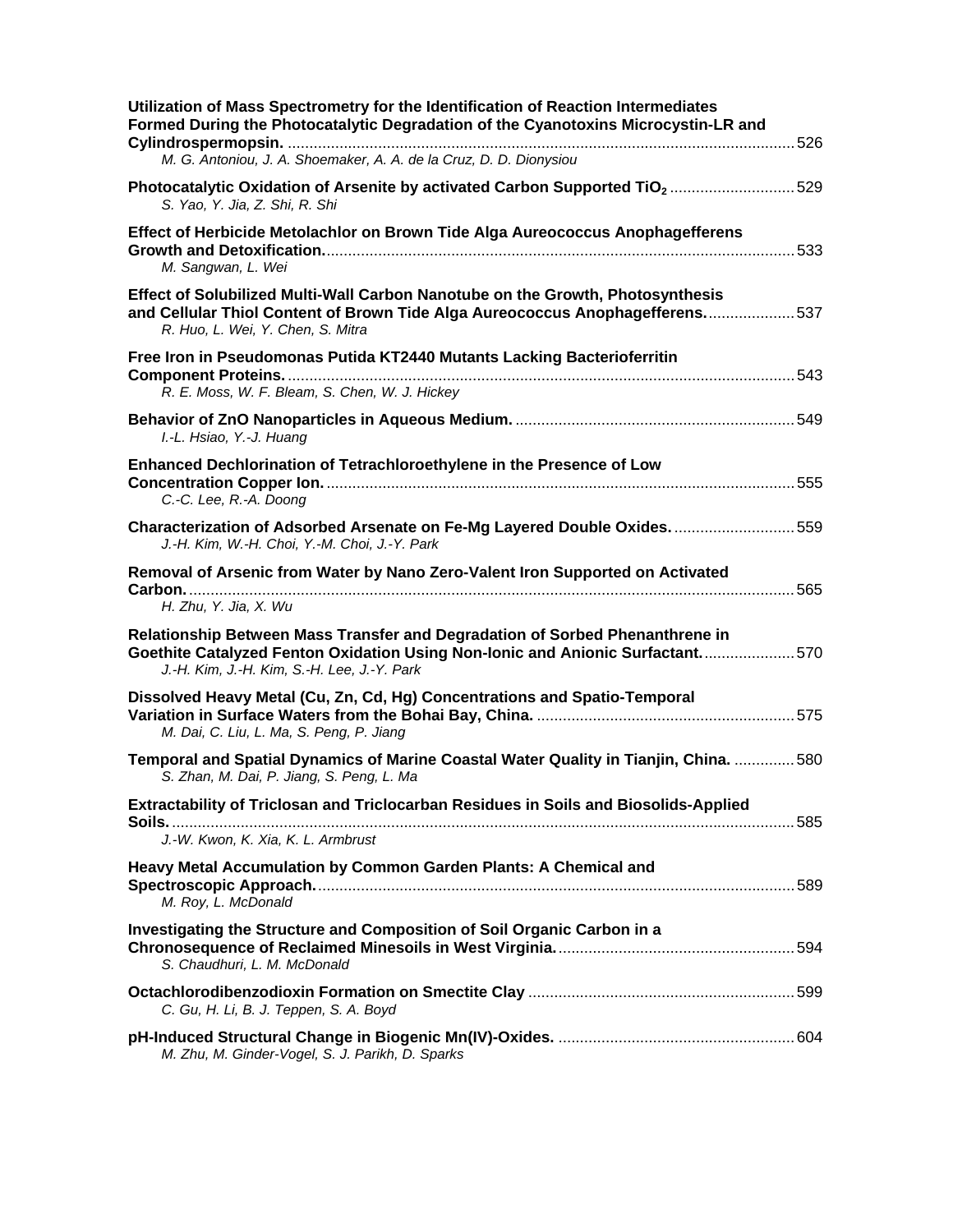**Utilization of Mass Spectrometry for the Identification of Reaction Intermediates Formed During the Photocatalytic Degradation of the Cyanotoxins Microcystin-LR and Cylindrospermopsin.** ........ 526
*M. G. Antoniou, J. A. Shoemaker, A. A. de la Cruz, D. D. Dionysiou*

**Photocatalytic Oxidation of Arsenite by activated Carbon Supported $TiO_2$** ........ 529
*S. Yao, Y. Jia, Z. Shi, R. Shi*

**Effect of Herbicide Metolachlor on Brown Tide Alga Aureococcus Anophagefferens Growth and Detoxification.** ........ 533
*M. Sangwan, L. Wei*

**Effect of Solubilized Multi-Wall Carbon Nanotube on the Growth, Photosynthesis and Cellular Thiol Content of Brown Tide Alga Aureococcus Anophagefferens.** ........ 537
*R. Huo, L. Wei, Y. Chen, S. Mitra*

**Free Iron in Pseudomonas Putida KT2440 Mutants Lacking Bacterioferritin Component Proteins.** ........ 543
*R. E. Moss, W. F. Bleam, S. Chen, W. J. Hickey*

**Behavior of ZnO Nanoparticles in Aqueous Medium.** ........ 549
*I.-L. Hsiao, Y.-J. Huang*

**Enhanced Dechlorination of Tetrachloroethylene in the Presence of Low Concentration Copper Ion.** ........ 555
*C.-C. Lee, R.-A. Doong*

**Characterization of Adsorbed Arsenate on Fe-Mg Layered Double Oxides.** ........ 559
*J.-H. Kim, W.-H. Choi, Y.-M. Choi, J.-Y. Park*

**Removal of Arsenic from Water by Nano Zero-Valent Iron Supported on Activated Carbon.** ........ 565
*H. Zhu, Y. Jia, X. Wu*

**Relationship Between Mass Transfer and Degradation of Sorbed Phenanthrene in Goethite Catalyzed Fenton Oxidation Using Non-Ionic and Anionic Surfactant.** ........ 570
*J.-H. Kim, J.-H. Kim, S.-H. Lee, J.-Y. Park*

**Dissolved Heavy Metal (Cu, Zn, Cd, Hg) Concentrations and Spatio-Temporal Variation in Surface Waters from the Bohai Bay, China.** ........ 575
*M. Dai, C. Liu, L. Ma, S. Peng, P. Jiang*

**Temporal and Spatial Dynamics of Marine Coastal Water Quality in Tianjin, China.** ........ 580
*S. Zhan, M. Dai, P. Jiang, S. Peng, L. Ma*

**Extractability of Triclosan and Triclocarban Residues in Soils and Biosolids-Applied Soils.** ........ 585
*J.-W. Kwon, K. Xia, K. L. Armbrust*

**Heavy Metal Accumulation by Common Garden Plants: A Chemical and Spectroscopic Approach.** ........ 589
*M. Roy, L. McDonald*

**Investigating the Structure and Composition of Soil Organic Carbon in a Chronosequence of Reclaimed Minesoils in West Virginia.** ........ 594
*S. Chaudhuri, L. M. McDonald*

**Octachlorodibenzodioxin Formation on Smectite Clay** ........ 599
*C. Gu, H. Li, B. J. Teppen, S. A. Boyd*

**pH-Induced Structural Change in Biogenic Mn(IV)-Oxides.** ........ 604
*M. Zhu, M. Ginder-Vogel, S. J. Parikh, D. Sparks*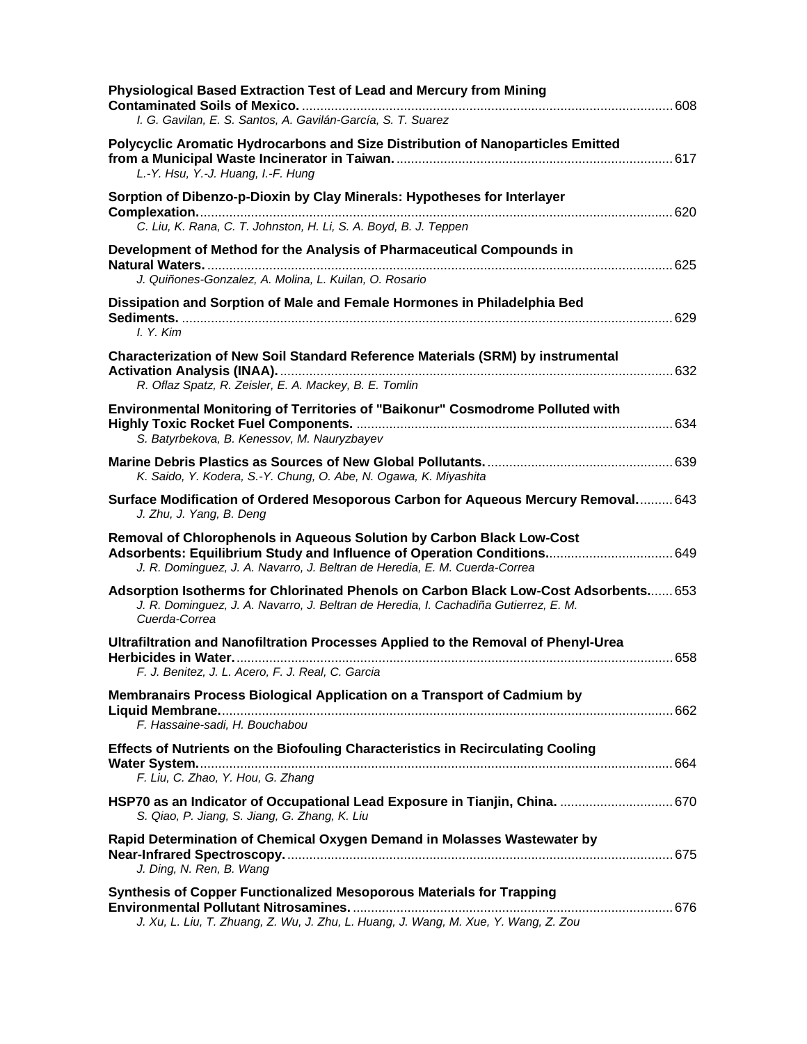**Physiological Based Extraction Test of Lead and Mercury from Mining Contaminated Soils of Mexico.** ........ 608
*I. G. Gavilan, E. S. Santos, A. Gavilán-García, S. T. Suarez*

**Polycyclic Aromatic Hydrocarbons and Size Distribution of Nanoparticles Emitted from a Municipal Waste Incinerator in Taiwan.** ........ 617
*L.-Y. Hsu, Y.-J. Huang, I.-F. Hung*

**Sorption of Dibenzo-p-Dioxin by Clay Minerals: Hypotheses for Interlayer Complexation.** ........ 620
*C. Liu, K. Rana, C. T. Johnston, H. Li, S. A. Boyd, B. J. Teppen*

**Development of Method for the Analysis of Pharmaceutical Compounds in Natural Waters.** ........ 625
*J. Quiñones-Gonzalez, A. Molina, L. Kuilan, O. Rosario*

**Dissipation and Sorption of Male and Female Hormones in Philadelphia Bed Sediments.** ........ 629
*I. Y. Kim*

**Characterization of New Soil Standard Reference Materials (SRM) by instrumental Activation Analysis (INAA).** ........ 632
*R. Oflaz Spatz, R. Zeisler, E. A. Mackey, B. E. Tomlin*

**Environmental Monitoring of Territories of "Baikonur" Cosmodrome Polluted with Highly Toxic Rocket Fuel Components.** ........ 634
*S. Batyrbekova, B. Kenessov, M. Nauryzbayev*

**Marine Debris Plastics as Sources of New Global Pollutants.** ........ 639
*K. Saido, Y. Kodera, S.-Y. Chung, O. Abe, N. Ogawa, K. Miyashita*

**Surface Modification of Ordered Mesoporous Carbon for Aqueous Mercury Removal.** ........ 643
*J. Zhu, J. Yang, B. Deng*

**Removal of Chlorophenols in Aqueous Solution by Carbon Black Low-Cost Adsorbents: Equilibrium Study and Influence of Operation Conditions.** ........ 649
*J. R. Dominguez, J. A. Navarro, J. Beltran de Heredia, E. M. Cuerda-Correa*

**Adsorption Isotherms for Chlorinated Phenols on Carbon Black Low-Cost Adsorbents.** ........ 653
*J. R. Dominguez, J. A. Navarro, J. Beltran de Heredia, I. Cachadiña Gutierrez, E. M. Cuerda-Correa*

**Ultrafiltration and Nanofiltration Processes Applied to the Removal of Phenyl-Urea Herbicides in Water.** ........ 658
*F. J. Benitez, J. L. Acero, F. J. Real, C. Garcia*

**Membranairs Process Biological Application on a Transport of Cadmium by Liquid Membrane.** ........ 662
*F. Hassaine-sadi, H. Bouchabou*

**Effects of Nutrients on the Biofouling Characteristics in Recirculating Cooling Water System.** ........ 664
*F. Liu, C. Zhao, Y. Hou, G. Zhang*

**HSP70 as an Indicator of Occupational Lead Exposure in Tianjin, China.** ........ 670
*S. Qiao, P. Jiang, S. Jiang, G. Zhang, K. Liu*

**Rapid Determination of Chemical Oxygen Demand in Molasses Wastewater by Near-Infrared Spectroscopy.** ........ 675
*J. Ding, N. Ren, B. Wang*

**Synthesis of Copper Functionalized Mesoporous Materials for Trapping Environmental Pollutant Nitrosamines.** ........ 676
*J. Xu, L. Liu, T. Zhuang, Z. Wu, J. Zhu, L. Huang, J. Wang, M. Xue, Y. Wang, Z. Zou*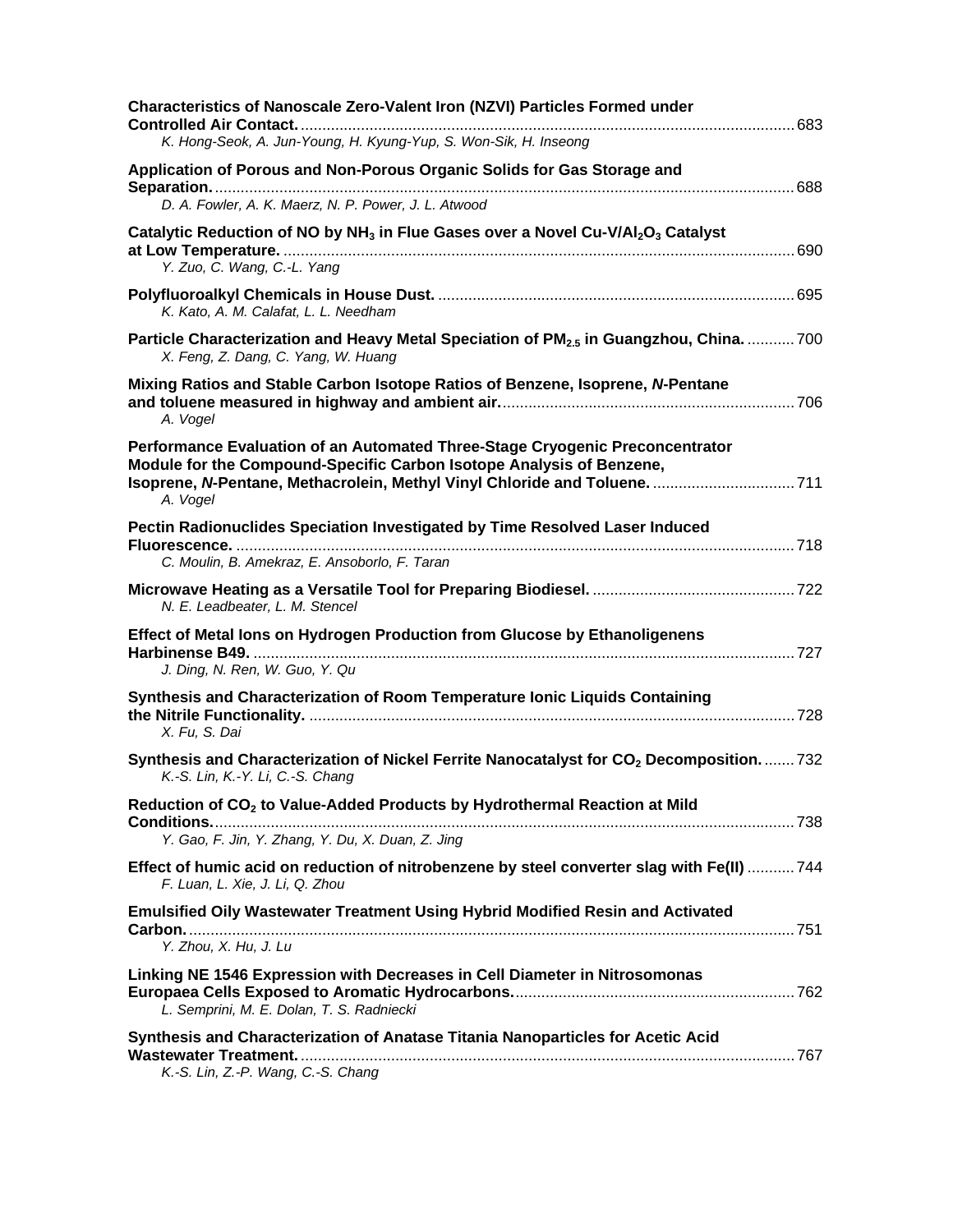**Characteristics of Nanoscale Zero-Valent Iron (NZVI) Particles Formed under Controlled Air Contact.** ........ 683
*K. Hong-Seok, A. Jun-Young, H. Kyung-Yup, S. Won-Sik, H. Inseong*

**Application of Porous and Non-Porous Organic Solids for Gas Storage and Separation.** ........ 688
*D. A. Fowler, A. K. Maerz, N. P. Power, J. L. Atwood*

**Catalytic Reduction of NO by $NH_3$ in Flue Gases over a Novel Cu-V/$Al_2O_3$ Catalyst at Low Temperature.** ........ 690
*Y. Zuo, C. Wang, C.-L. Yang*

**Polyfluoroalkyl Chemicals in House Dust.** ........ 695
*K. Kato, A. M. Calafat, L. L. Needham*

**Particle Characterization and Heavy Metal Speciation of $PM_{2.5}$ in Guangzhou, China.** ........ 700
*X. Feng, Z. Dang, C. Yang, W. Huang*

**Mixing Ratios and Stable Carbon Isotope Ratios of Benzene, Isoprene, *N*-Pentane and toluene measured in highway and ambient air.** ........ 706
*A. Vogel*

**Performance Evaluation of an Automated Three-Stage Cryogenic Preconcentrator Module for the Compound-Specific Carbon Isotope Analysis of Benzene, Isoprene, *N*-Pentane, Methacrolein, Methyl Vinyl Chloride and Toluene.** ........ 711
*A. Vogel*

**Pectin Radionuclides Speciation Investigated by Time Resolved Laser Induced Fluorescence.** ........ 718
*C. Moulin, B. Amekraz, E. Ansoborlo, F. Taran*

**Microwave Heating as a Versatile Tool for Preparing Biodiesel.** ........ 722
*N. E. Leadbeater, L. M. Stencel*

**Effect of Metal Ions on Hydrogen Production from Glucose by Ethanoligenens Harbinense B49.** ........ 727
*J. Ding, N. Ren, W. Guo, Y. Qu*

**Synthesis and Characterization of Room Temperature Ionic Liquids Containing the Nitrile Functionality.** ........ 728
*X. Fu, S. Dai*

**Synthesis and Characterization of Nickel Ferrite Nanocatalyst for $CO_2$ Decomposition.** ........ 732
*K.-S. Lin, K.-Y. Li, C.-S. Chang*

**Reduction of $CO_2$ to Value-Added Products by Hydrothermal Reaction at Mild Conditions.** ........ 738
*Y. Gao, F. Jin, Y. Zhang, Y. Du, X. Duan, Z. Jing*

**Effect of humic acid on reduction of nitrobenzene by steel converter slag with Fe(II)** ........ 744
*F. Luan, L. Xie, J. Li, Q. Zhou*

**Emulsified Oily Wastewater Treatment Using Hybrid Modified Resin and Activated Carbon.** ........ 751
*Y. Zhou, X. Hu, J. Lu*

**Linking NE 1546 Expression with Decreases in Cell Diameter in Nitrosomonas Europaea Cells Exposed to Aromatic Hydrocarbons.** ........ 762
*L. Semprini, M. E. Dolan, T. S. Radniecki*

**Synthesis and Characterization of Anatase Titania Nanoparticles for Acetic Acid Wastewater Treatment.** ........ 767
*K.-S. Lin, Z.-P. Wang, C.-S. Chang*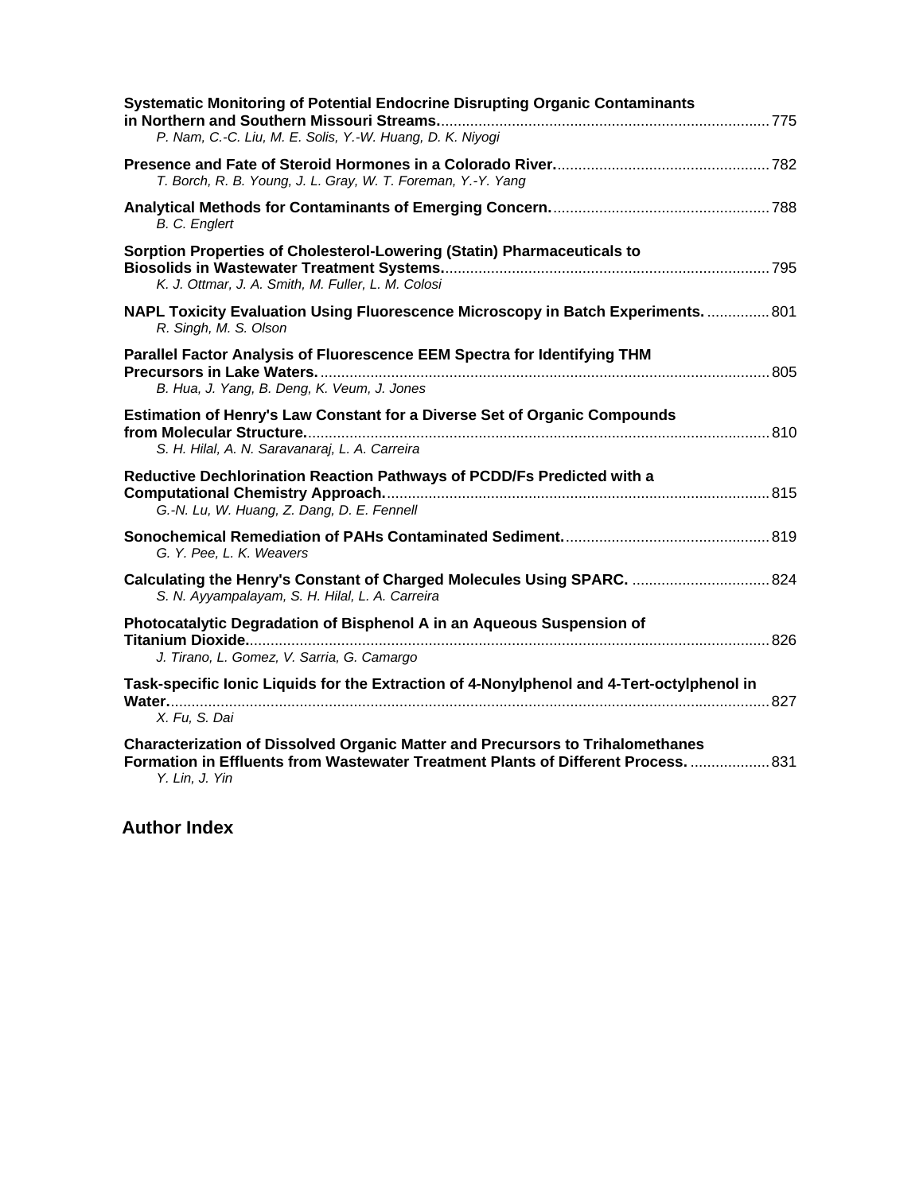**Systematic Monitoring of Potential Endocrine Disrupting Organic Contaminants in Northern and Southern Missouri Streams.** ............ 775
*P. Nam, C.-C. Liu, M. E. Solis, Y.-W. Huang, D. K. Niyogi*

**Presence and Fate of Steroid Hormones in a Colorado River.** ............ 782
*T. Borch, R. B. Young, J. L. Gray, W. T. Foreman, Y.-Y. Yang*

**Analytical Methods for Contaminants of Emerging Concern.** ............ 788
*B. C. Englert*

**Sorption Properties of Cholesterol-Lowering (Statin) Pharmaceuticals to Biosolids in Wastewater Treatment Systems.** ............ 795
*K. J. Ottmar, J. A. Smith, M. Fuller, L. M. Colosi*

**NAPL Toxicity Evaluation Using Fluorescence Microscopy in Batch Experiments.** ............ 801
*R. Singh, M. S. Olson*

**Parallel Factor Analysis of Fluorescence EEM Spectra for Identifying THM Precursors in Lake Waters.** ............ 805
*B. Hua, J. Yang, B. Deng, K. Veum, J. Jones*

**Estimation of Henry's Law Constant for a Diverse Set of Organic Compounds from Molecular Structure.** ............ 810
*S. H. Hilal, A. N. Saravanaraj, L. A. Carreira*

**Reductive Dechlorination Reaction Pathways of PCDD/Fs Predicted with a Computational Chemistry Approach.** ............ 815
*G.-N. Lu, W. Huang, Z. Dang, D. E. Fennell*

**Sonochemical Remediation of PAHs Contaminated Sediment.** ............ 819
*G. Y. Pee, L. K. Weavers*

**Calculating the Henry's Constant of Charged Molecules Using SPARC.** ............ 824
*S. N. Ayyampalayam, S. H. Hilal, L. A. Carreira*

**Photocatalytic Degradation of Bisphenol A in an Aqueous Suspension of Titanium Dioxide.** ............ 826
*J. Tirano, L. Gomez, V. Sarria, G. Camargo*

**Task-specific Ionic Liquids for the Extraction of 4-Nonylphenol and 4-Tert-octylphenol in Water.** ............ 827
*X. Fu, S. Dai*

**Characterization of Dissolved Organic Matter and Precursors to Trihalomethanes Formation in Effluents from Wastewater Treatment Plants of Different Process.** ............ 831
*Y. Lin, J. Yin*

## Author Index